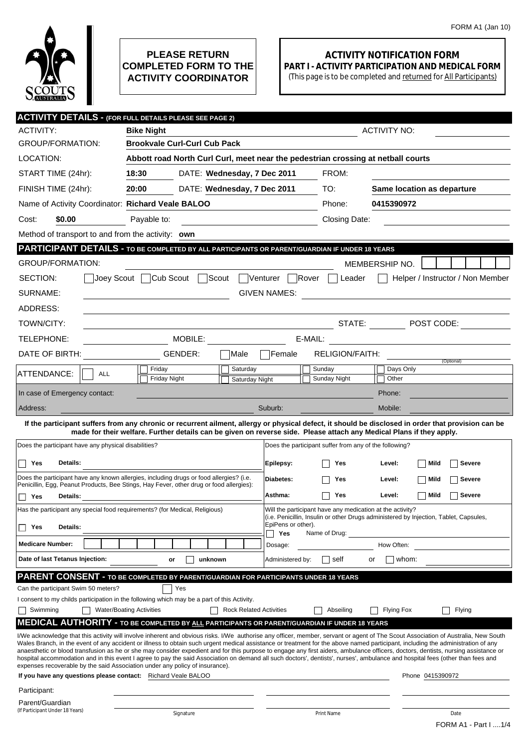FORM A1 (Jan 10)

**PLEASE RETURN COMPLETED FORM TO THE ACTIVITY COORDINATOR**

# ACTIVITY NOTIFICATION FORM

## PART I - ACTIVITY PARTICIPATION AND MEDICAL FORM

(This page is to be completed and returned for All Participants)

## ACTIVITY DETAILS - (FOR FULL DETAILS PLEASE SEE PAGE 2)

ACTIVITY: **Bike Night** ACTIVITY NO:

GROUP/FORMATION: **Brookvale Curl-Curl Cub Pack**

LOCATION: **Abbott road North Curl Curl, meet near the pedestrian crossing at netball courts**

START TIME (24hr): **18:30** DATE: **Wednesday, 7 Dec 2011** FROM:

FINISH TIME (24hr): **20:00** DATE: **Wednesday, 7 Dec 2011** TO: **Same location as departure**

Name of Activity Coordinator: **Richard Veale BALOO** Phone: **0415390972**

Cost: **$0.00** Payable to: Closing Date:

Method of transport to and from the activity: **own**

## PARTICIPANT DETAILS - TO BE COMPLETED BY ALL PARTICIPANTS OR PARENT/GUARDIAN IF UNDER 18 YEARS

GROUP/FORMATION: MEMBERSHIP NO.

SECTION: ☐ Joey Scout ☐ Cub Scout ☐ Scout ☐ Venturer ☐ Rover ☐ Leader ☐ Helper / Instructor / Non Member

SURNAME: GIVEN NAMES:

ADDRESS:

TOWN/CITY: STATE: POST CODE:

TELEPHONE: MOBILE: E-MAIL:

DATE OF BIRTH: GENDER: ☐ Male ☐ Female RELIGION/FAITH: (Optional)

ATTENDANCE: ☐ ALL ☐ Friday ☐ Friday Night ☐ Saturday ☐ Saturday Night ☐ Sunday ☐ Sunday Night ☐ Days Only ☐ Other

In case of Emergency contact: Phone:

Address: Suburb: Mobile:

**If the participant suffers from any chronic or recurrent ailment, allergy or physical defect, it should be disclosed in order that provision can be made for their welfare. Further details can be given on reverse side. Please attach any Medical Plans if they apply.**

Does the participant have any physical disabilities?

☐ **Yes** **Details:**

Does the participant have any known allergies, including drugs or food allergies? (i.e. Penicillin, Egg, Peanut Products, Bee Stings, Hay Fever, other drug or food allergies):

☐ **Yes** **Details:**

Has the participant any special food requirements? (for Medical, Religious)

☐ **Yes** **Details:**

**Medicare Number:**

**Date of last Tetanus Injection:** **or** ☐ **unknown**

Does the participant suffer from any of the following?

**Epilepsy:** ☐ **Yes** **Level:** ☐ **Mild** ☐ **Severe**

**Diabetes:** ☐ **Yes** **Level:** ☐ **Mild** ☐ **Severe**

**Asthma:** ☐ **Yes** **Level:** ☐ **Mild** ☐ **Severe**

Will the participant have any medication at the activity? (i.e. Penicillin, Insulin or other Drugs administered by Injection, Tablet, Capsules, EpiPens or other).

☐ **Yes** Name of Drug:

Dosage: How Often:

Administered by: ☐ self or ☐ whom:

## PARENT CONSENT - TO BE COMPLETED BY PARENT/GUARDIAN FOR PARTICIPANTS UNDER 18 YEARS

Can the participant Swim 50 meters? ☐ Yes

I consent to my childs participation in the following which may be a part of this Activity.

☐ Swimming ☐ Water/Boating Activities ☐ Rock Related Activities ☐ Abseiling ☐ Flying Fox ☐ Flying

## MEDICAL AUTHORITY - TO BE COMPLETED BY ALL PARTICIPANTS OR PARENT/GUARDIAN IF UNDER 18 YEARS

I/We acknowledge that this activity will involve inherent and obvious risks. I/We authorise any officer, member, servant or agent of The Scout Association of Australia, New South Wales Branch, in the event of any accident or illness to obtain such urgent medical assistance or treatment for the above named participant, including the administration of any anaesthetic or blood transfusion as he or she may consider expedient and for this purpose to engage any first aiders, ambulance officers, doctors, dentists, nursing assistance or hospital accommodation and in this event I agree to pay the said Association on demand all such doctors', dentists', nurses', ambulance and hospital fees (other than fees and expenses recoverable by the said Association under any policy of insurance).

**If you have any questions please contact:** Richard Veale BALOO Phone 0415390972

| | Signature | Print Name | Date |
|---|---|---|---|
| Participant: | | | |
| Parent/Guardian (If Participant Under 18 Years) | | | |

FORM A1 - Part I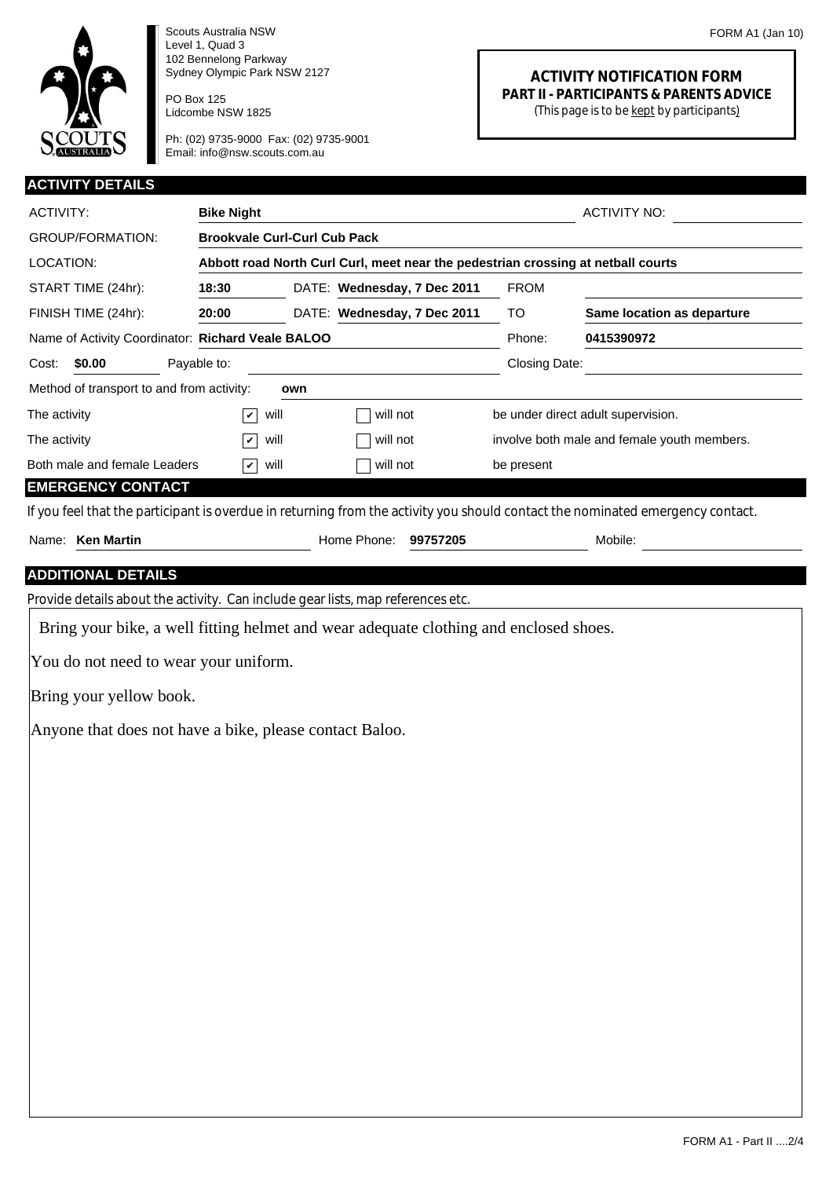Scouts Australia NSW
Level 1, Quad 3
102 Bennelong Parkway
Sydney Olympic Park NSW 2127

PO Box 125
Lidcombe NSW 1825

Ph: (02) 9735-9000 Fax: (02) 9735-9001
Email: info@nsw.scouts.com.au

FORM A1 (Jan 10)

# ACTIVITY NOTIFICATION FORM
## PART II - PARTICIPANTS & PARENTS ADVICE
*(This page is to be kept by participants)*

## ACTIVITY DETAILS

ACTIVITY: **Bike Night** ACTIVITY NO:

GROUP/FORMATION: **Brookvale Curl-Curl Cub Pack**

LOCATION: **Abbott road North Curl Curl, meet near the pedestrian crossing at netball courts**

START TIME (24hr): **18:30** DATE: **Wednesday, 7 Dec 2011** FROM

FINISH TIME (24hr): **20:00** DATE: **Wednesday, 7 Dec 2011** TO **Same location as departure**

Name of Activity Coordinator: **Richard Veale BALOO** Phone: **0415390972**

Cost: **$0.00** Payable to: Closing Date:

Method of transport to and from activity: **own**

The activity ☑ will ☐ will not be under direct adult supervision.

The activity ☑ will ☐ will not involve both male and female youth members.

Both male and female Leaders ☑ will ☐ will not be present

## EMERGENCY CONTACT

If you feel that the participant is overdue in returning from the activity you should contact the nominated emergency contact.

Name: **Ken Martin** Home Phone: **99757205** Mobile:

## ADDITIONAL DETAILS

Provide details about the activity. Can include gear lists, map references etc.

Bring your bike, a well fitting helmet and wear adequate clothing and enclosed shoes.

You do not need to wear your uniform.

Bring your yellow book.

Anyone that does not have a bike, please contact Baloo.

FORM A1 - Part II ....2/4